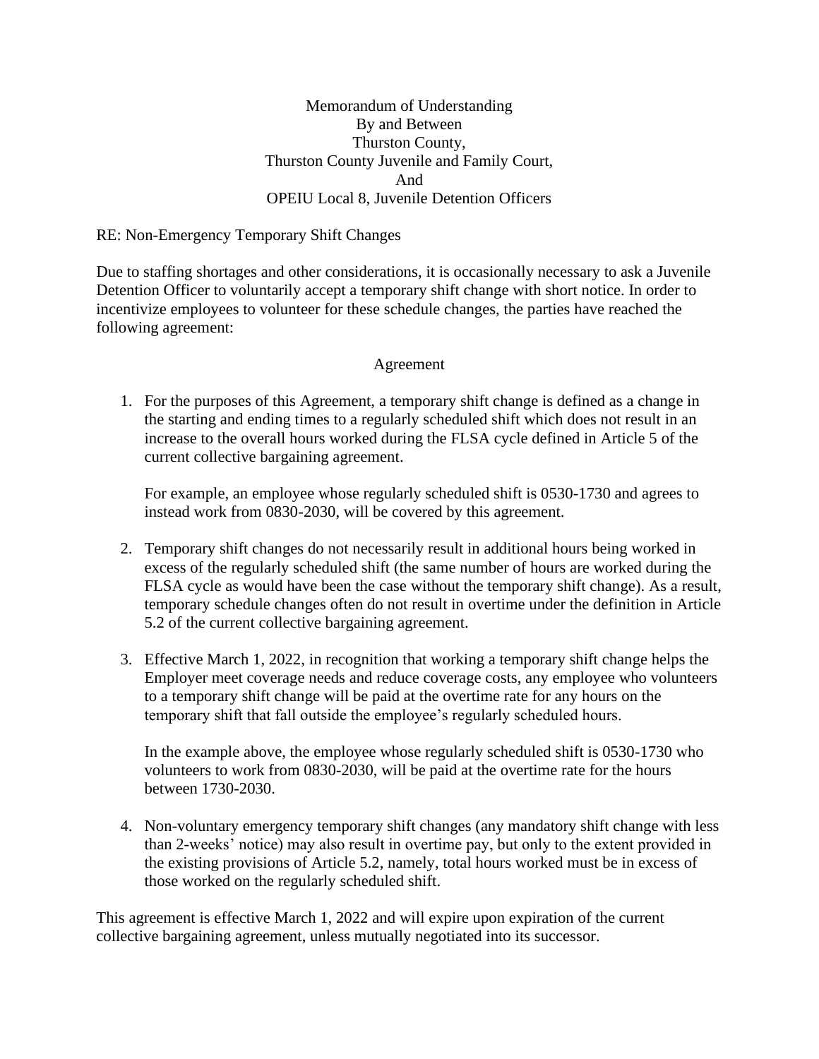# Memorandum of Understanding
## By and Between
## Thurston County,
## Thurston County Juvenile and Family Court,
## And
## OPEIU Local 8, Juvenile Detention Officers

RE: Non-Emergency Temporary Shift Changes

Due to staffing shortages and other considerations, it is occasionally necessary to ask a Juvenile Detention Officer to voluntarily accept a temporary shift change with short notice. In order to incentivize employees to volunteer for these schedule changes, the parties have reached the following agreement:

### Agreement

1. For the purposes of this Agreement, a temporary shift change is defined as a change in the starting and ending times to a regularly scheduled shift which does not result in an increase to the overall hours worked during the FLSA cycle defined in Article 5 of the current collective bargaining agreement.

   For example, an employee whose regularly scheduled shift is 0530-1730 and agrees to instead work from 0830-2030, will be covered by this agreement.

2. Temporary shift changes do not necessarily result in additional hours being worked in excess of the regularly scheduled shift (the same number of hours are worked during the FLSA cycle as would have been the case without the temporary shift change). As a result, temporary schedule changes often do not result in overtime under the definition in Article 5.2 of the current collective bargaining agreement.

3. Effective March 1, 2022, in recognition that working a temporary shift change helps the Employer meet coverage needs and reduce coverage costs, any employee who volunteers to a temporary shift change will be paid at the overtime rate for any hours on the temporary shift that fall outside the employee's regularly scheduled hours.

   In the example above, the employee whose regularly scheduled shift is 0530-1730 who volunteers to work from 0830-2030, will be paid at the overtime rate for the hours between 1730-2030.

4. Non-voluntary emergency temporary shift changes (any mandatory shift change with less than 2-weeks' notice) may also result in overtime pay, but only to the extent provided in the existing provisions of Article 5.2, namely, total hours worked must be in excess of those worked on the regularly scheduled shift.

This agreement is effective March 1, 2022 and will expire upon expiration of the current collective bargaining agreement, unless mutually negotiated into its successor.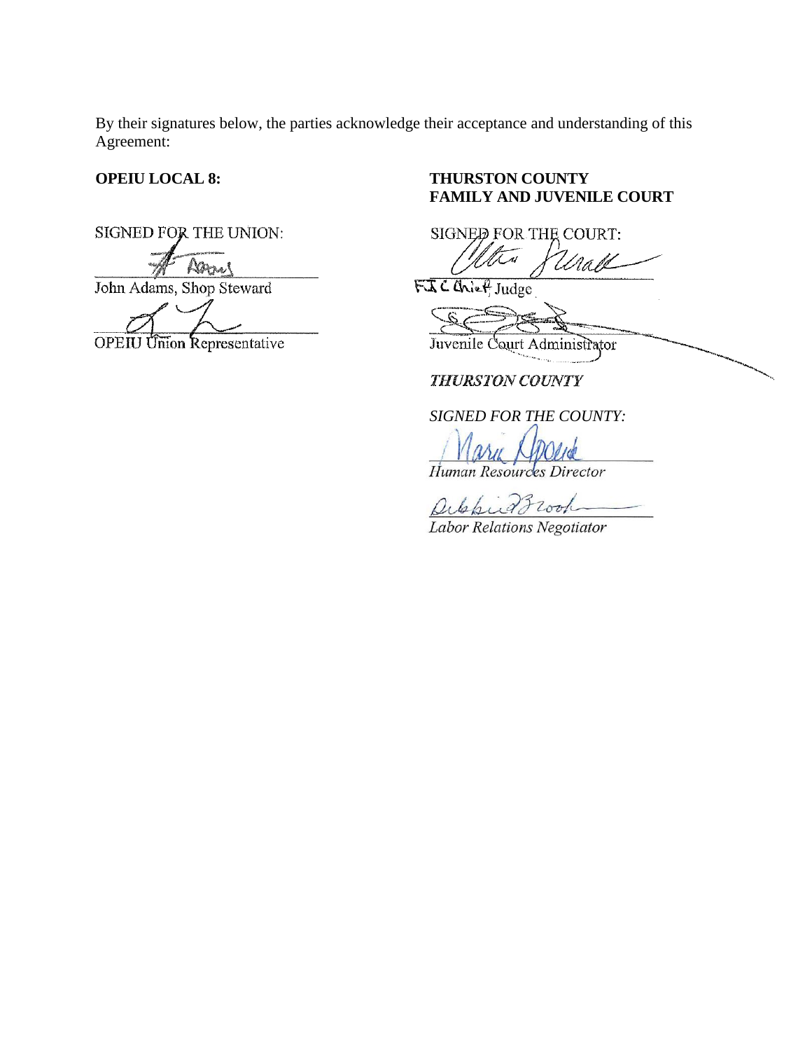By their signatures below, the parties acknowledge their acceptance and understanding of this Agreement:

**OPEIU LOCAL 8:**

SIGNED FOR THE UNION:

John Adams, Shop Steward

OPEIU Union Representative

**THURSTON COUNTY FAMILY AND JUVENILE COURT**

SIGNED FOR THE COURT:

FJC Chief Judge

Juvenile Court Administrator

***THURSTON COUNTY***

*SIGNED FOR THE COUNTY:*

*Human Resources Director*

*Labor Relations Negotiator*